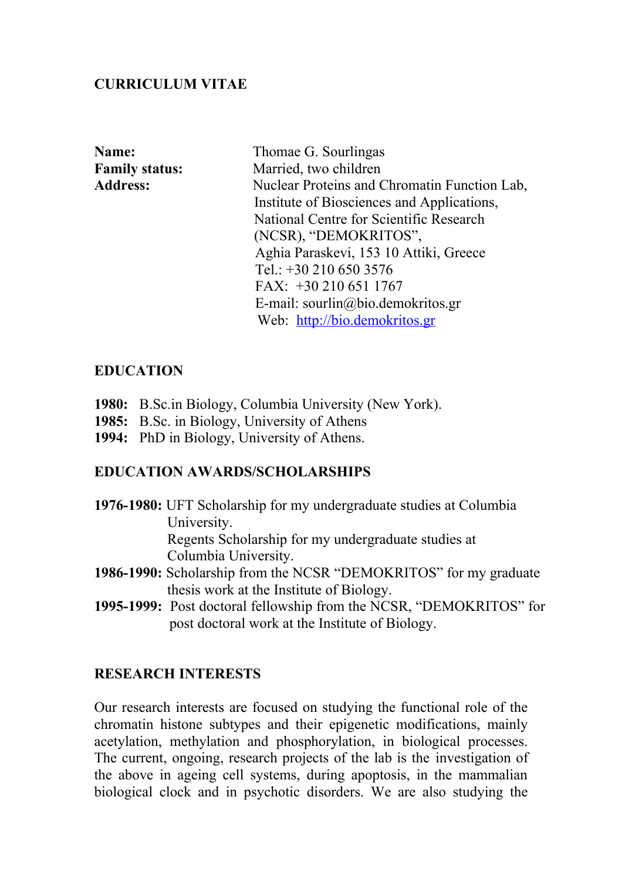# CURRICULUM VITAE

| | |
|---|---|
| **Name:** | Thomae G. Sourlingas |
| **Family status:** | Married, two children |
| **Address:** | Nuclear Proteins and Chromatin Function Lab, Institute of Biosciences and Applications, National Centre for Scientific Research (NCSR), "DEMOKRITOS", Aghia Paraskevi, 153 10 Attiki, Greece<br>Tel.: +30 210 650 3576<br>FAX: +30 210 651 1767<br>E-mail: sourlin@bio.demokritos.gr<br>Web: http://bio.demokritos.gr |

## EDUCATION

**1980:** B.Sc.in Biology, Columbia University (New York).
**1985:** B.Sc. in Biology, University of Athens
**1994:** PhD in Biology, University of Athens.

## EDUCATION AWARDS/SCHOLARSHIPS

**1976-1980:** UFT Scholarship for my undergraduate studies at Columbia University.
Regents Scholarship for my undergraduate studies at Columbia University.
**1986-1990:** Scholarship from the NCSR "DEMOKRITOS" for my graduate thesis work at the Institute of Biology.
**1995-1999:** Post doctoral fellowship from the NCSR, "DEMOKRITOS" for post doctoral work at the Institute of Biology.

## RESEARCH INTERESTS

Our research interests are focused on studying the functional role of the chromatin histone subtypes and their epigenetic modifications, mainly acetylation, methylation and phosphorylation, in biological processes. The current, ongoing, research projects of the lab is the investigation of the above in ageing cell systems, during apoptosis, in the mammalian biological clock and in psychotic disorders. We are also studying the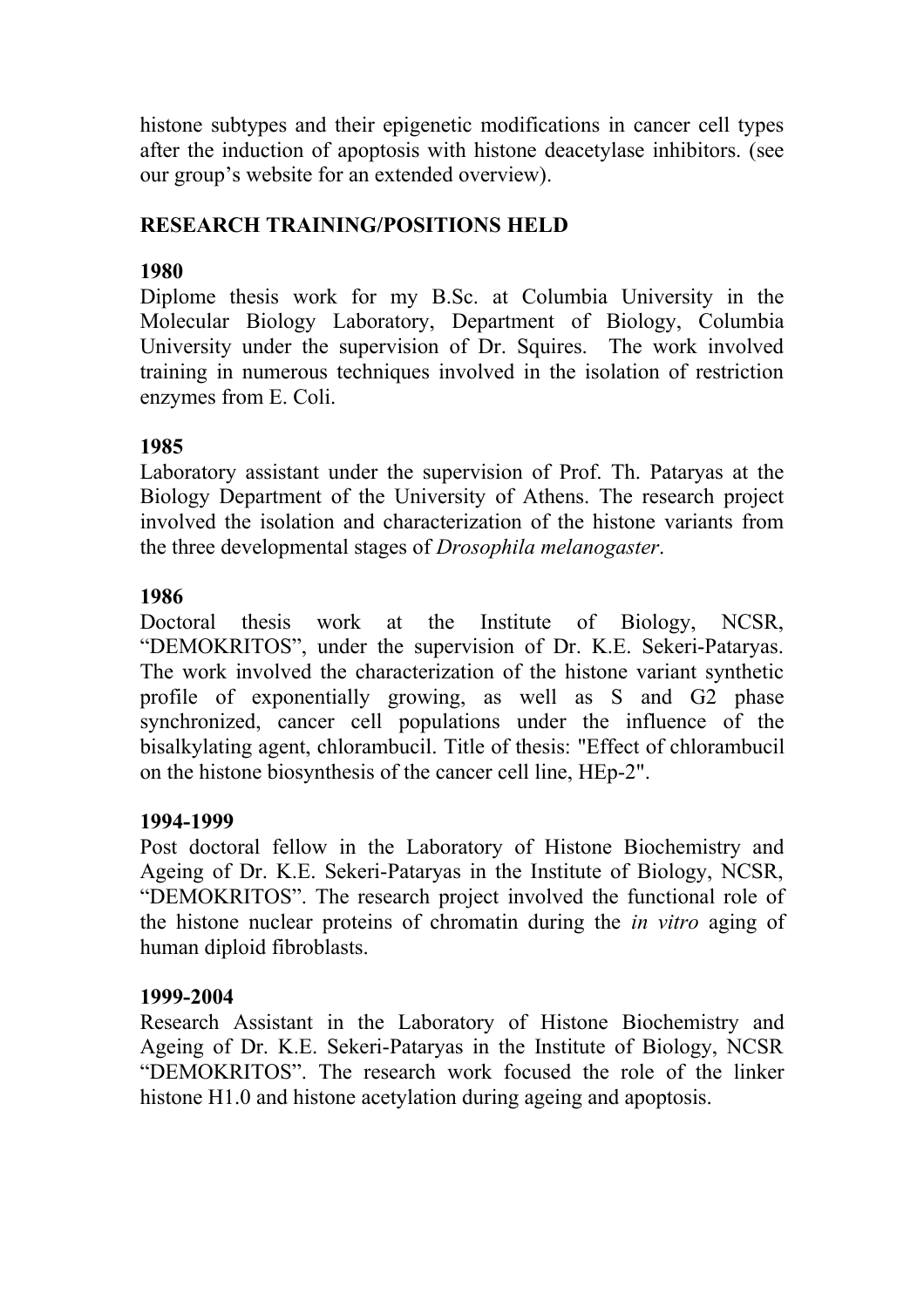histone subtypes and their epigenetic modifications in cancer cell types after the induction of apoptosis with histone deacetylase inhibitors. (see our group's website for an extended overview).

## RESEARCH TRAINING/POSITIONS HELD

**1980**
Diplome thesis work for my B.Sc. at Columbia University in the Molecular Biology Laboratory, Department of Biology, Columbia University under the supervision of Dr. Squires. The work involved training in numerous techniques involved in the isolation of restriction enzymes from E. Coli.

**1985**
Laboratory assistant under the supervision of Prof. Th. Pataryas at the Biology Department of the University of Athens. The research project involved the isolation and characterization of the histone variants from the three developmental stages of *Drosophila melanogaster*.

**1986**
Doctoral thesis work at the Institute of Biology, NCSR, "DEMOKRITOS", under the supervision of Dr. K.E. Sekeri-Pataryas. The work involved the characterization of the histone variant synthetic profile of exponentially growing, as well as S and G2 phase synchronized, cancer cell populations under the influence of the bisalkylating agent, chlorambucil. Title of thesis: "Effect of chlorambucil on the histone biosynthesis of the cancer cell line, HEp-2".

**1994-1999**
Post doctoral fellow in the Laboratory of Histone Biochemistry and Ageing of Dr. K.E. Sekeri-Pataryas in the Institute of Biology, NCSR, "DEMOKRITOS". The research project involved the functional role of the histone nuclear proteins of chromatin during the *in vitro* aging of human diploid fibroblasts.

**1999-2004**
Research Assistant in the Laboratory of Histone Biochemistry and Ageing of Dr. K.E. Sekeri-Pataryas in the Institute of Biology, NCSR "DEMOKRITOS". The research work focused the role of the linker histone H1.0 and histone acetylation during ageing and apoptosis.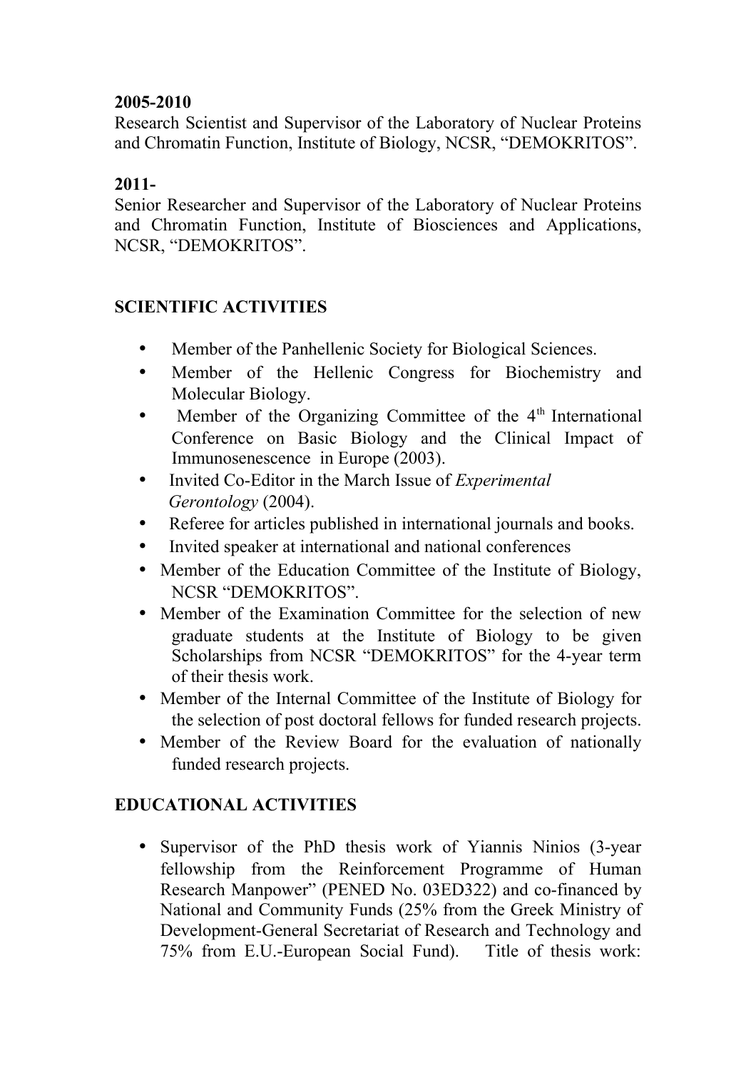**2005-2010**
Research Scientist and Supervisor of the Laboratory of Nuclear Proteins and Chromatin Function, Institute of Biology, NCSR, "DEMOKRITOS".

**2011-**
Senior Researcher and Supervisor of the Laboratory of Nuclear Proteins and Chromatin Function, Institute of Biosciences and Applications, NCSR, "DEMOKRITOS".

## SCIENTIFIC ACTIVITIES

- Member of the Panhellenic Society for Biological Sciences.
- Member of the Hellenic Congress for Biochemistry and Molecular Biology.
- Member of the Organizing Committee of the 4th International Conference on Basic Biology and the Clinical Impact of Immunosenescence in Europe (2003).
- Invited Co-Editor in the March Issue of *Experimental Gerontology* (2004).
- Referee for articles published in international journals and books.
- Invited speaker at international and national conferences
- Member of the Education Committee of the Institute of Biology, NCSR "DEMOKRITOS".
- Member of the Examination Committee for the selection of new graduate students at the Institute of Biology to be given Scholarships from NCSR "DEMOKRITOS" for the 4-year term of their thesis work.
- Member of the Internal Committee of the Institute of Biology for the selection of post doctoral fellows for funded research projects.
- Member of the Review Board for the evaluation of nationally funded research projects.

## EDUCATIONAL ACTIVITIES

- Supervisor of the PhD thesis work of Yiannis Ninios (3-year fellowship from the Reinforcement Programme of Human Research Manpower" (PENED No. 03ED322) and co-financed by National and Community Funds (25% from the Greek Ministry of Development-General Secretariat of Research and Technology and 75% from E.U.-European Social Fund). Title of thesis work: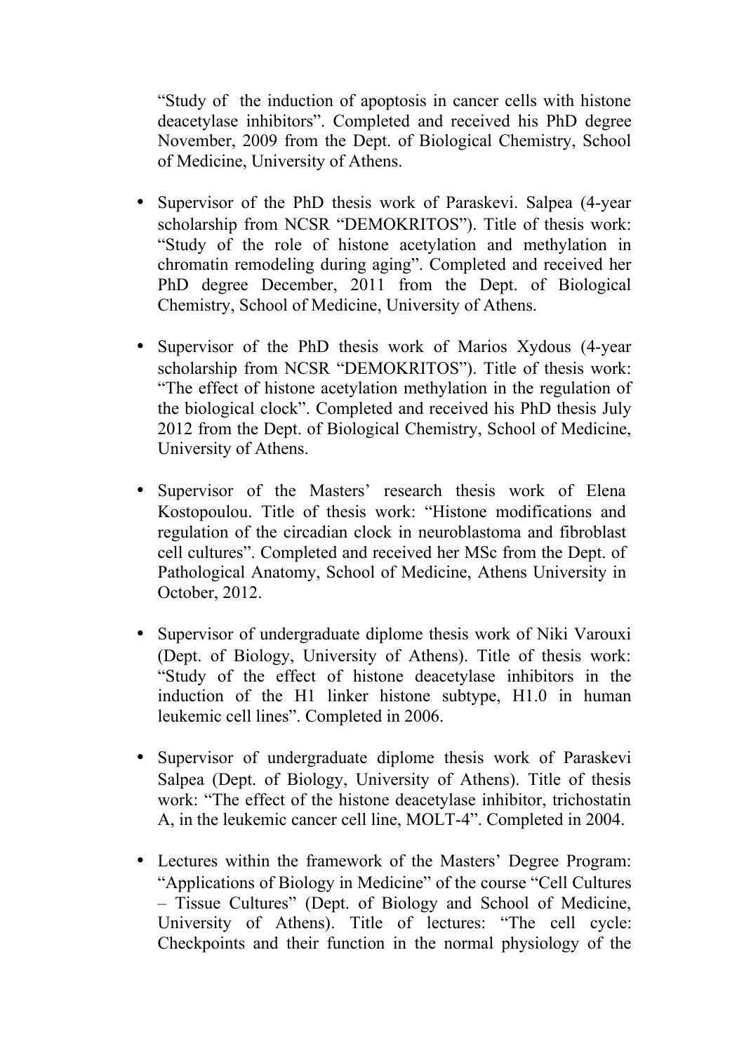"Study of  the induction of apoptosis in cancer cells with histone deacetylase inhibitors". Completed and received his PhD degree November, 2009 from the Dept. of Biological Chemistry, School of Medicine, University of Athens.

- Supervisor of the PhD thesis work of Paraskevi. Salpea (4-year scholarship from NCSR "DEMOKRITOS"). Title of thesis work: "Study of the role of histone acetylation and methylation in chromatin remodeling during aging". Completed and received her PhD degree December, 2011 from the Dept. of Biological Chemistry, School of Medicine, University of Athens.

- Supervisor of the PhD thesis work of Marios Xydous (4-year scholarship from NCSR "DEMOKRITOS"). Title of thesis work: "The effect of histone acetylation methylation in the regulation of the biological clock". Completed and received his PhD thesis July 2012 from the Dept. of Biological Chemistry, School of Medicine, University of Athens.

- Supervisor of the Masters' research thesis work of Elena Kostopoulou. Title of thesis work: "Histone modifications and regulation of the circadian clock in neuroblastoma and fibroblast cell cultures". Completed and received her MSc from the Dept. of Pathological Anatomy, School of Medicine, Athens University in October, 2012.

- Supervisor of undergraduate diplome thesis work of Niki Varouxi (Dept. of Biology, University of Athens). Title of thesis work: "Study of the effect of histone deacetylase inhibitors in the induction of the H1 linker histone subtype, H1.0 in human leukemic cell lines". Completed in 2006.

- Supervisor of undergraduate diplome thesis work of Paraskevi Salpea (Dept. of Biology, University of Athens). Title of thesis work: "The effect of the histone deacetylase inhibitor, trichostatin A, in the leukemic cancer cell line, MOLT-4". Completed in 2004.

- Lectures within the framework of the Masters' Degree Program: "Applications of Biology in Medicine" of the course "Cell Cultures – Tissue Cultures" (Dept. of Biology and School of Medicine, University of Athens). Title of lectures: "The cell cycle: Checkpoints and their function in the normal physiology of the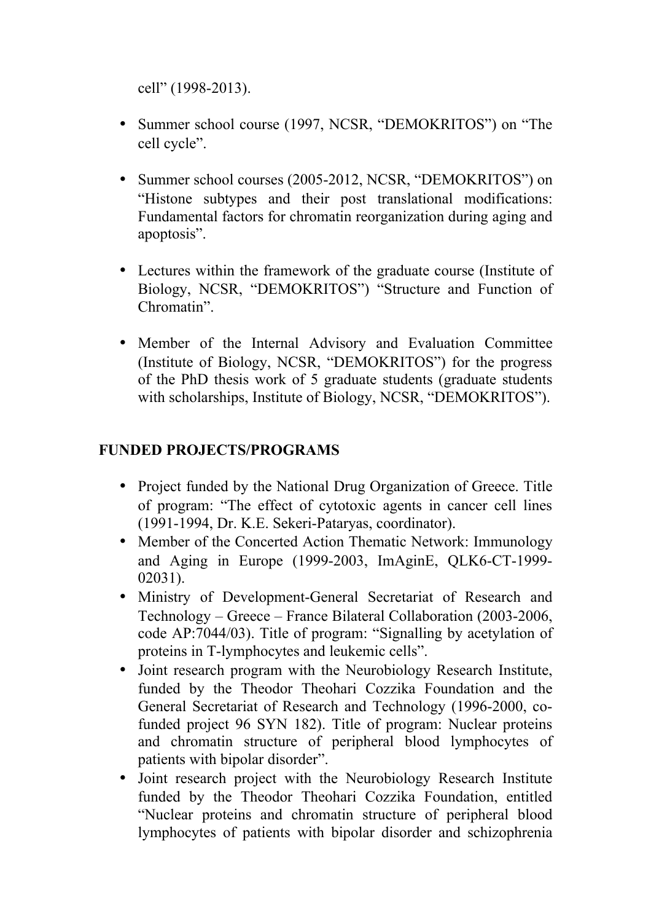cell" (1998-2013).

- Summer school course (1997, NCSR, "DEMOKRITOS") on "The cell cycle".

- Summer school courses (2005-2012, NCSR, "DEMOKRITOS") on "Histone subtypes and their post translational modifications: Fundamental factors for chromatin reorganization during aging and apoptosis".

- Lectures within the framework of the graduate course (Institute of Biology, NCSR, "DEMOKRITOS") "Structure and Function of Chromatin".

- Member of the Internal Advisory and Evaluation Committee (Institute of Biology, NCSR, "DEMOKRITOS") for the progress of the PhD thesis work of 5 graduate students (graduate students with scholarships, Institute of Biology, NCSR, "DEMOKRITOS").

**FUNDED PROJECTS/PROGRAMS**

- Project funded by the National Drug Organization of Greece. Title of program: "The effect of cytotoxic agents in cancer cell lines (1991-1994, Dr. K.E. Sekeri-Pataryas, coordinator).
- Member of the Concerted Action Thematic Network: Immunology and Aging in Europe (1999-2003, ImAginE, QLK6-CT-1999-02031).
- Ministry of Development-General Secretariat of Research and Technology – Greece – France Bilateral Collaboration (2003-2006, code AP:7044/03). Title of program: "Signalling by acetylation of proteins in T-lymphocytes and leukemic cells".
- Joint research program with the Neurobiology Research Institute, funded by the Theodor Theohari Cozzika Foundation and the General Secretariat of Research and Technology (1996-2000, co-funded project 96 SYN 182). Title of program: Nuclear proteins and chromatin structure of peripheral blood lymphocytes of patients with bipolar disorder".
- Joint research project with the Neurobiology Research Institute funded by the Theodor Theohari Cozzika Foundation, entitled "Nuclear proteins and chromatin structure of peripheral blood lymphocytes of patients with bipolar disorder and schizophrenia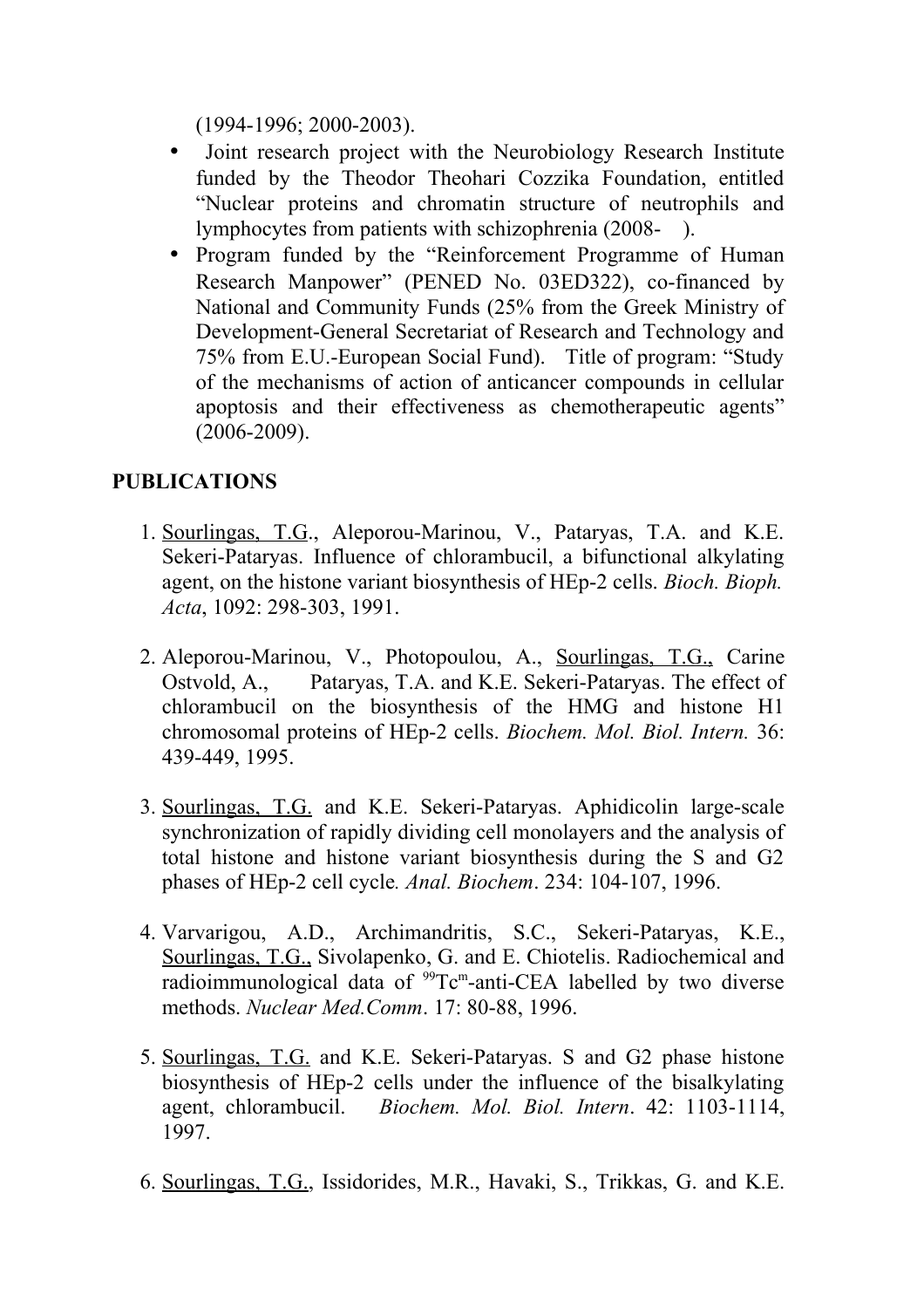(1994-1996; 2000-2003).

- Joint research project with the Neurobiology Research Institute funded by the Theodor Theohari Cozzika Foundation, entitled "Nuclear proteins and chromatin structure of neutrophils and lymphocytes from patients with schizophrenia (2008- ).
- Program funded by the "Reinforcement Programme of Human Research Manpower" (PENED No. 03ED322), co-financed by National and Community Funds (25% from the Greek Ministry of Development-General Secretariat of Research and Technology and 75% from E.U.-European Social Fund). Title of program: "Study of the mechanisms of action of anticancer compounds in cellular apoptosis and their effectiveness as chemotherapeutic agents" (2006-2009).

**PUBLICATIONS**

1. <u>Sourlingas, T.G</u>., Aleporou-Marinou, V., Pataryas, T.A. and K.E. Sekeri-Pataryas. Influence of chlorambucil, a bifunctional alkylating agent, on the histone variant biosynthesis of HEp-2 cells. *Bioch. Bioph. Acta*, 1092: 298-303, 1991.

2. Aleporou-Marinou, V., Photopoulou, A., <u>Sourlingas, T.G.,</u> Carine Ostvold, A., Pataryas, T.A. and K.E. Sekeri-Pataryas. The effect of chlorambucil on the biosynthesis of the HMG and histone H1 chromosomal proteins of HEp-2 cells. *Biochem. Mol. Biol. Intern.* 36: 439-449, 1995.

3. <u>Sourlingas, T.G.</u> and K.E. Sekeri-Pataryas. Aphidicolin large-scale synchronization of rapidly dividing cell monolayers and the analysis of total histone and histone variant biosynthesis during the S and G2 phases of HEp-2 cell cycle*.* *Anal. Biochem*. 234: 104-107, 1996.

4. Varvarigou, A.D., Archimandritis, S.C., Sekeri-Pataryas, K.E., <u>Sourlingas, T.G.,</u> Sivolapenko, G. and E. Chiotelis. Radiochemical and radioimmunological data of $^{99}Tc^{m}$-anti-CEA labelled by two diverse methods. *Nuclear Med.Comm*. 17: 80-88, 1996.

5. <u>Sourlingas, T.G.</u> and K.E. Sekeri-Pataryas. S and G2 phase histone biosynthesis of HEp-2 cells under the influence of the bisalkylating agent, chlorambucil. *Biochem. Mol. Biol. Intern*. 42: 1103-1114, 1997.

6. <u>Sourlingas, T.G.,</u> Issidorides, M.R., Havaki, S., Trikkas, G. and K.E.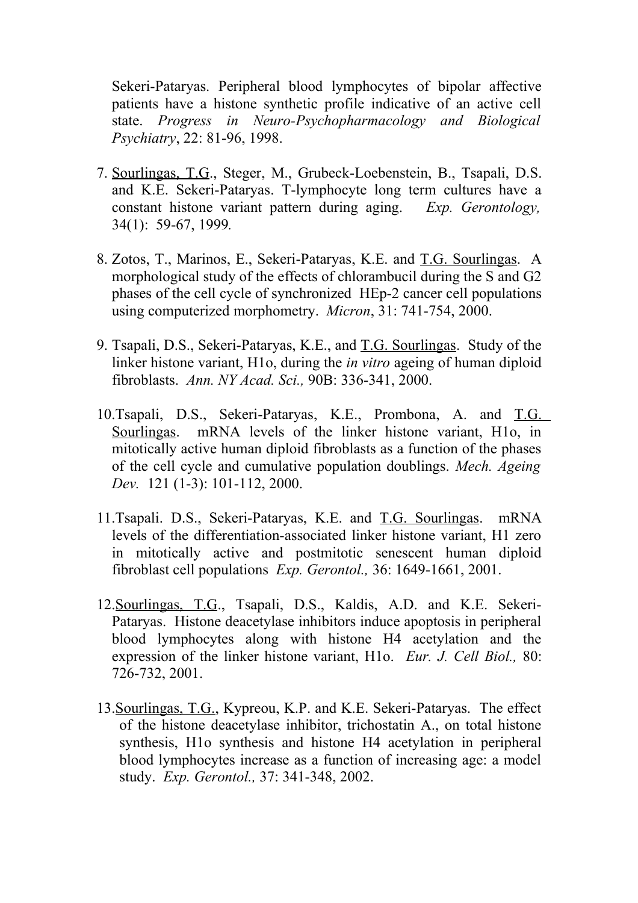Sekeri-Pataryas. Peripheral blood lymphocytes of bipolar affective patients have a histone synthetic profile indicative of an active cell state. *Progress in Neuro-Psychopharmacology and Biological Psychiatry*, 22: 81-96, 1998.

7. Sourlingas, T.G., Steger, M., Grubeck-Loebenstein, B., Tsapali, D.S. and K.E. Sekeri-Pataryas. T-lymphocyte long term cultures have a constant histone variant pattern during aging. *Exp. Gerontology,* 34(1): 59-67, 1999.

8. Zotos, T., Marinos, E., Sekeri-Pataryas, K.E. and T.G. Sourlingas. A morphological study of the effects of chlorambucil during the S and G2 phases of the cell cycle of synchronized HEp-2 cancer cell populations using computerized morphometry. *Micron*, 31: 741-754, 2000.

9. Tsapali, D.S., Sekeri-Pataryas, K.E., and T.G. Sourlingas. Study of the linker histone variant, H1o, during the *in vitro* ageing of human diploid fibroblasts. *Ann. NY Acad. Sci.,* 90B: 336-341, 2000.

10. Tsapali, D.S., Sekeri-Pataryas, K.E., Prombona, A. and T.G. Sourlingas. mRNA levels of the linker histone variant, H1o, in mitotically active human diploid fibroblasts as a function of the phases of the cell cycle and cumulative population doublings. *Mech. Ageing Dev.* 121 (1-3): 101-112, 2000.

11. Tsapali. D.S., Sekeri-Pataryas, K.E. and T.G. Sourlingas. mRNA levels of the differentiation-associated linker histone variant, H1 zero in mitotically active and postmitotic senescent human diploid fibroblast cell populations *Exp. Gerontol.,* 36: 1649-1661, 2001.

12. Sourlingas, T.G., Tsapali, D.S., Kaldis, A.D. and K.E. Sekeri-Pataryas. Histone deacetylase inhibitors induce apoptosis in peripheral blood lymphocytes along with histone H4 acetylation and the expression of the linker histone variant, H1o. *Eur. J. Cell Biol.,* 80: 726-732, 2001.

13. Sourlingas, T.G., Kypreou, K.P. and K.E. Sekeri-Pataryas. The effect of the histone deacetylase inhibitor, trichostatin A., on total histone synthesis, H1o synthesis and histone H4 acetylation in peripheral blood lymphocytes increase as a function of increasing age: a model study. *Exp. Gerontol.,* 37: 341-348, 2002.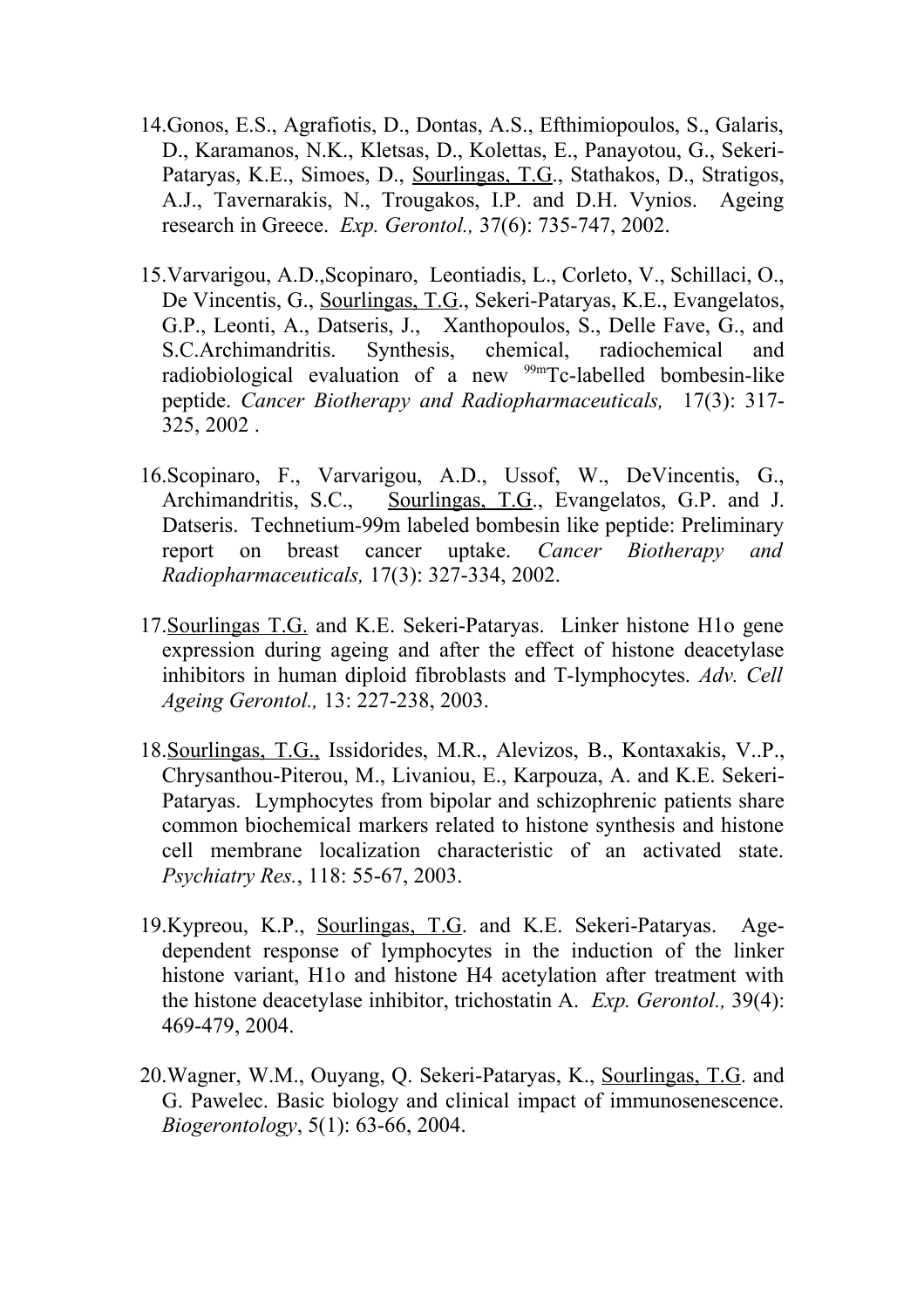14. Gonos, E.S., Agrafiotis, D., Dontas, A.S., Efthimiopoulos, S., Galaris, D., Karamanos, N.K., Kletsas, D., Kolettas, E., Panayotou, G., Sekeri-Pataryas, K.E., Simoes, D., <u>Sourlingas, T.G</u>., Stathakos, D., Stratigos, A.J., Tavernarakis, N., Trougakos, I.P. and D.H. Vynios. Ageing research in Greece. *Exp. Gerontol.,* 37(6): 735-747, 2002.

15. Varvarigou, A.D.,Scopinaro, Leontiadis, L., Corleto, V., Schillaci, O., De Vincentis, G., <u>Sourlingas, T.G</u>., Sekeri-Pataryas, K.E., Evangelatos, G.P., Leonti, A., Datseris, J., Xanthopoulos, S., Delle Fave, G., and S.C.Archimandritis. Synthesis, chemical, radiochemical and radiobiological evaluation of a new $^{99m}$Tc-labelled bombesin-like peptide. *Cancer Biotherapy and Radiopharmaceuticals,* 17(3): 317-325, 2002 .

16. Scopinaro, F., Varvarigou, A.D., Ussof, W., DeVincentis, G., Archimandritis, S.C., <u>Sourlingas, T.G</u>., Evangelatos, G.P. and J. Datseris. Technetium-99m labeled bombesin like peptide: Preliminary report on breast cancer uptake. *Cancer Biotherapy and Radiopharmaceuticals,* 17(3): 327-334, 2002.

17. <u>Sourlingas T.G.</u> and K.E. Sekeri-Pataryas. Linker histone H1o gene expression during ageing and after the effect of histone deacetylase inhibitors in human diploid fibroblasts and T-lymphocytes. *Adv. Cell Ageing Gerontol.,* 13: 227-238, 2003.

18. <u>Sourlingas, T.G.,</u> Issidorides, M.R., Alevizos, B., Kontaxakis, V..P., Chrysanthou-Piterou, M., Livaniou, E., Karpouza, A. and K.E. Sekeri-Pataryas. Lymphocytes from bipolar and schizophrenic patients share common biochemical markers related to histone synthesis and histone cell membrane localization characteristic of an activated state. *Psychiatry Res.*, 118: 55-67, 2003.

19. Kypreou, K.P., <u>Sourlingas, T.G</u>. and K.E. Sekeri-Pataryas. Age-dependent response of lymphocytes in the induction of the linker histone variant, H1o and histone H4 acetylation after treatment with the histone deacetylase inhibitor, trichostatin A. *Exp. Gerontol.,* 39(4): 469-479, 2004.

20. Wagner, W.M., Ouyang, Q. Sekeri-Pataryas, K., <u>Sourlingas, T.G</u>. and G. Pawelec. Basic biology and clinical impact of immunosenescence. *Biogerontology*, 5(1): 63-66, 2004.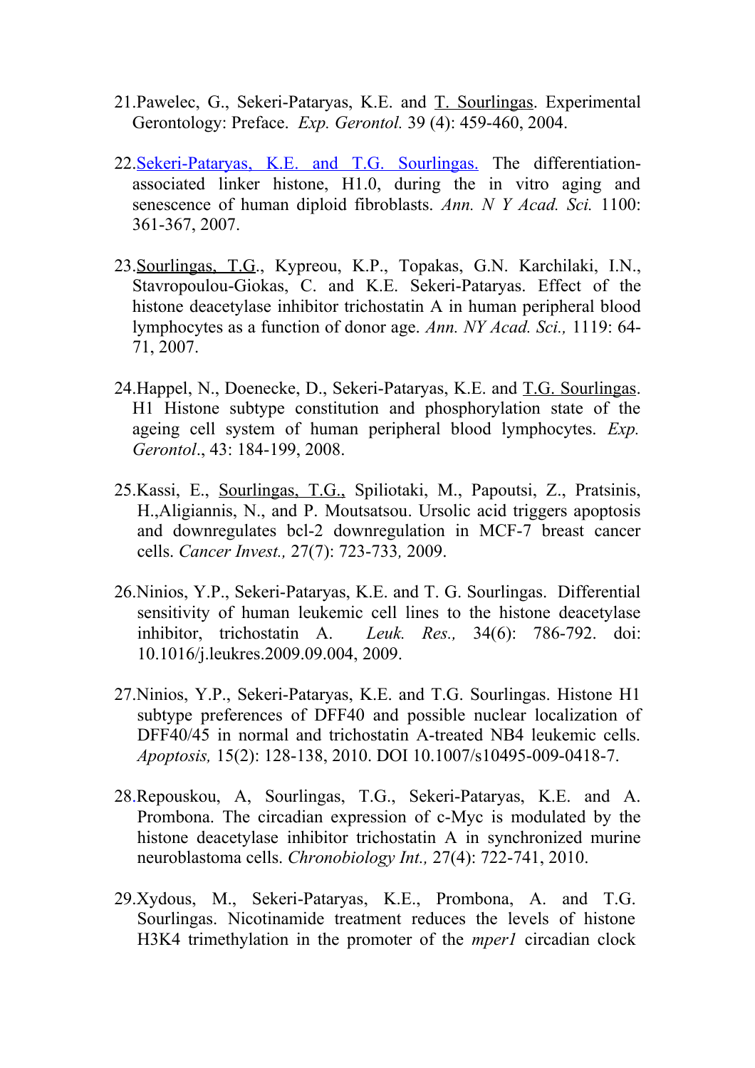21. Pawelec, G., Sekeri-Pataryas, K.E. and T. Sourlingas. Experimental Gerontology: Preface. *Exp. Gerontol.* 39 (4): 459-460, 2004.

22. Sekeri-Pataryas, K.E. and T.G. Sourlingas. The differentiation-associated linker histone, H1.0, during the in vitro aging and senescence of human diploid fibroblasts. *Ann. N Y Acad. Sci.* 1100: 361-367, 2007.

23. Sourlingas, T.G., Kypreou, K.P., Topakas, G.N. Karchilaki, I.N., Stavropoulou-Giokas, C. and K.E. Sekeri-Pataryas. Effect of the histone deacetylase inhibitor trichostatin A in human peripheral blood lymphocytes as a function of donor age. *Ann. NY Acad. Sci.,* 1119: 64-71, 2007.

24. Happel, N., Doenecke, D., Sekeri-Pataryas, K.E. and T.G. Sourlingas. H1 Histone subtype constitution and phosphorylation state of the ageing cell system of human peripheral blood lymphocytes. *Exp. Gerontol*., 43: 184-199, 2008.

25. Kassi, E., Sourlingas, T.G., Spiliotaki, M., Papoutsi, Z., Pratsinis, H.,Aligiannis, N., and P. Moutsatsou. Ursolic acid triggers apoptosis and downregulates bcl-2 downregulation in MCF-7 breast cancer cells. *Cancer Invest.,* 27(7): 723-733*,* 2009.

26. Ninios, Y.P., Sekeri-Pataryas, K.E. and T. G. Sourlingas. Differential sensitivity of human leukemic cell lines to the histone deacetylase inhibitor, trichostatin A. *Leuk. Res.,* 34(6): 786-792. doi: 10.1016/j.leukres.2009.09.004, 2009.

27. Ninios, Y.P., Sekeri-Pataryas, K.E. and T.G. Sourlingas. Histone H1 subtype preferences of DFF40 and possible nuclear localization of DFF40/45 in normal and trichostatin A-treated NB4 leukemic cells. *Apoptosis,* 15(2): 128-138, 2010. DOI 10.1007/s10495-009-0418-7.

28. Repouskou, A, Sourlingas, T.G., Sekeri-Pataryas, K.E. and A. Prombona. The circadian expression of c-Myc is modulated by the histone deacetylase inhibitor trichostatin A in synchronized murine neuroblastoma cells. *Chronobiology Int.,* 27(4): 722-741, 2010.

29. Xydous, M., Sekeri-Pataryas, K.E., Prombona, A. and T.G. Sourlingas. Nicotinamide treatment reduces the levels of histone H3K4 trimethylation in the promoter of the *mper1* circadian clock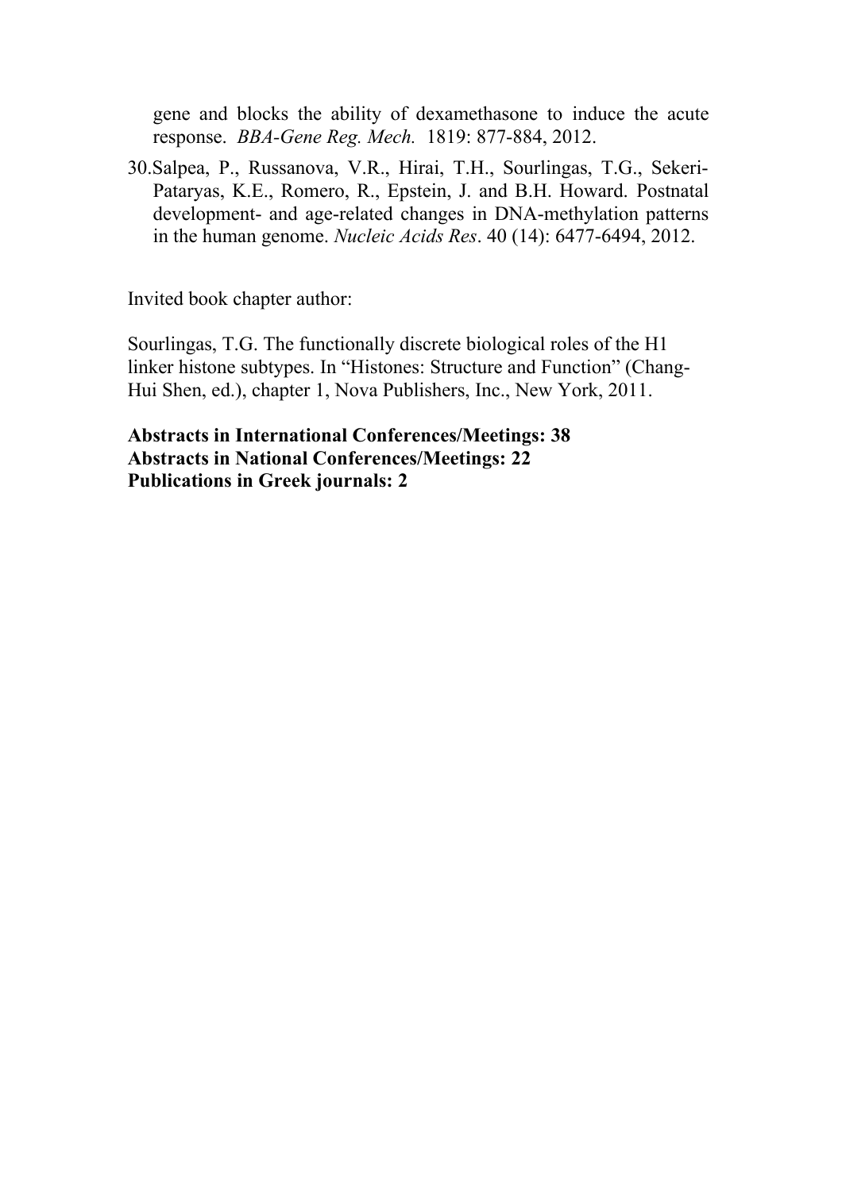gene and blocks the ability of dexamethasone to induce the acute response. *BBA-Gene Reg. Mech.* 1819: 877-884, 2012.

30. Salpea, P., Russanova, V.R., Hirai, T.H., Sourlingas, T.G., Sekeri-Pataryas, K.E., Romero, R., Epstein, J. and B.H. Howard. Postnatal development- and age-related changes in DNA-methylation patterns in the human genome. *Nucleic Acids Res*. 40 (14): 6477-6494, 2012.

Invited book chapter author:

Sourlingas, T.G. The functionally discrete biological roles of the H1 linker histone subtypes. In "Histones: Structure and Function" (Chang-Hui Shen, ed.), chapter 1, Nova Publishers, Inc., New York, 2011.

**Abstracts in International Conferences/Meetings: 38**
**Abstracts in National Conferences/Meetings: 22**
**Publications in Greek journals: 2**